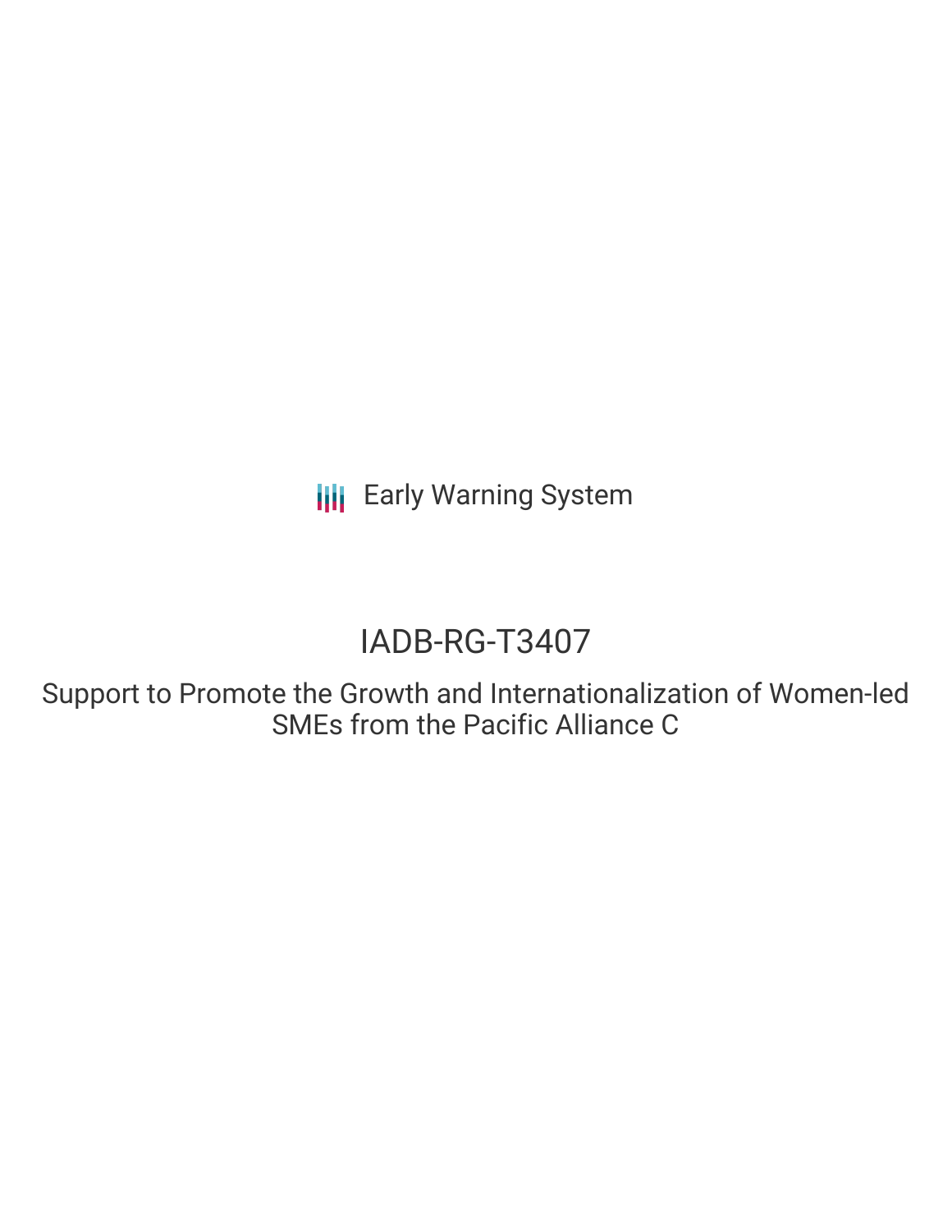Early Warning System

# IADB-RG-T3407

## Support to Promote the Growth and Internationalization of Women-led SMEs from the Pacific Alliance C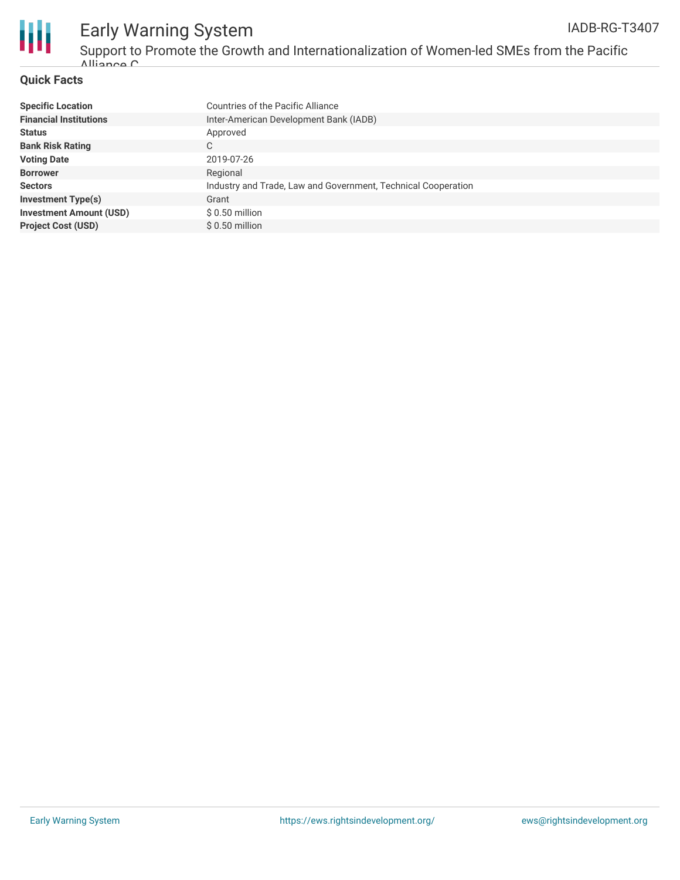## Quick Facts

| | |
|---|---|
| **Specific Location** | Countries of the Pacific Alliance |
| **Financial Institutions** | Inter-American Development Bank (IADB) |
| **Status** | Approved |
| **Bank Risk Rating** | C |
| **Voting Date** | 2019-07-26 |
| **Borrower** | Regional |
| **Sectors** | Industry and Trade, Law and Government, Technical Cooperation |
| **Investment Type(s)** | Grant |
| **Investment Amount (USD)** | $ 0.50 million |
| **Project Cost (USD)** | $ 0.50 million |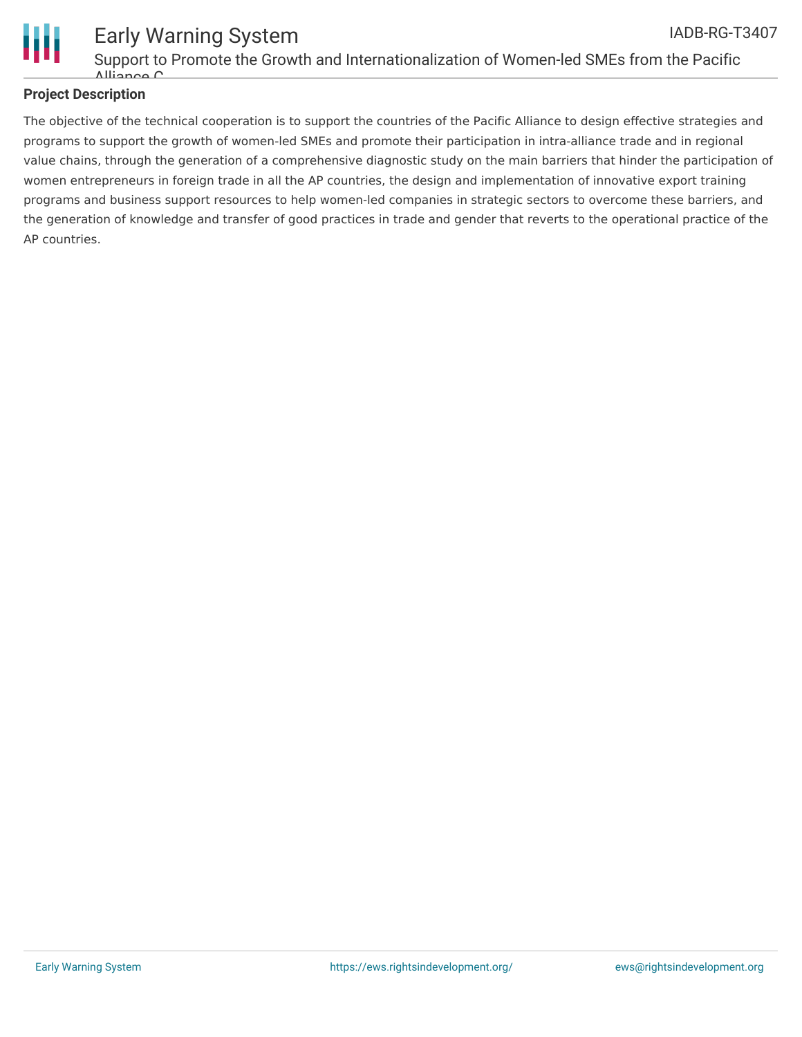## Project Description

The objective of the technical cooperation is to support the countries of the Pacific Alliance to design effective strategies and programs to support the growth of women-led SMEs and promote their participation in intra-alliance trade and in regional value chains, through the generation of a comprehensive diagnostic study on the main barriers that hinder the participation of women entrepreneurs in foreign trade in all the AP countries, the design and implementation of innovative export training programs and business support resources to help women-led companies in strategic sectors to overcome these barriers, and the generation of knowledge and transfer of good practices in trade and gender that reverts to the operational practice of the AP countries.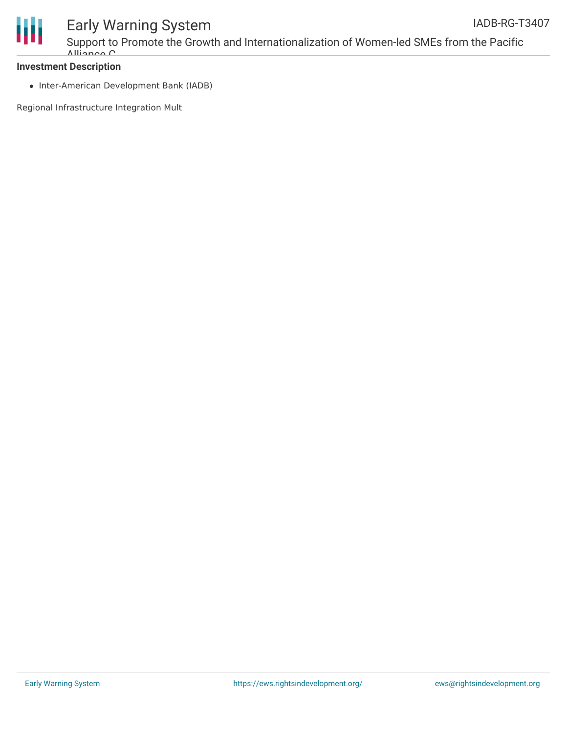**Investment Description**

- Inter-American Development Bank (IADB)

Regional Infrastructure Integration Mult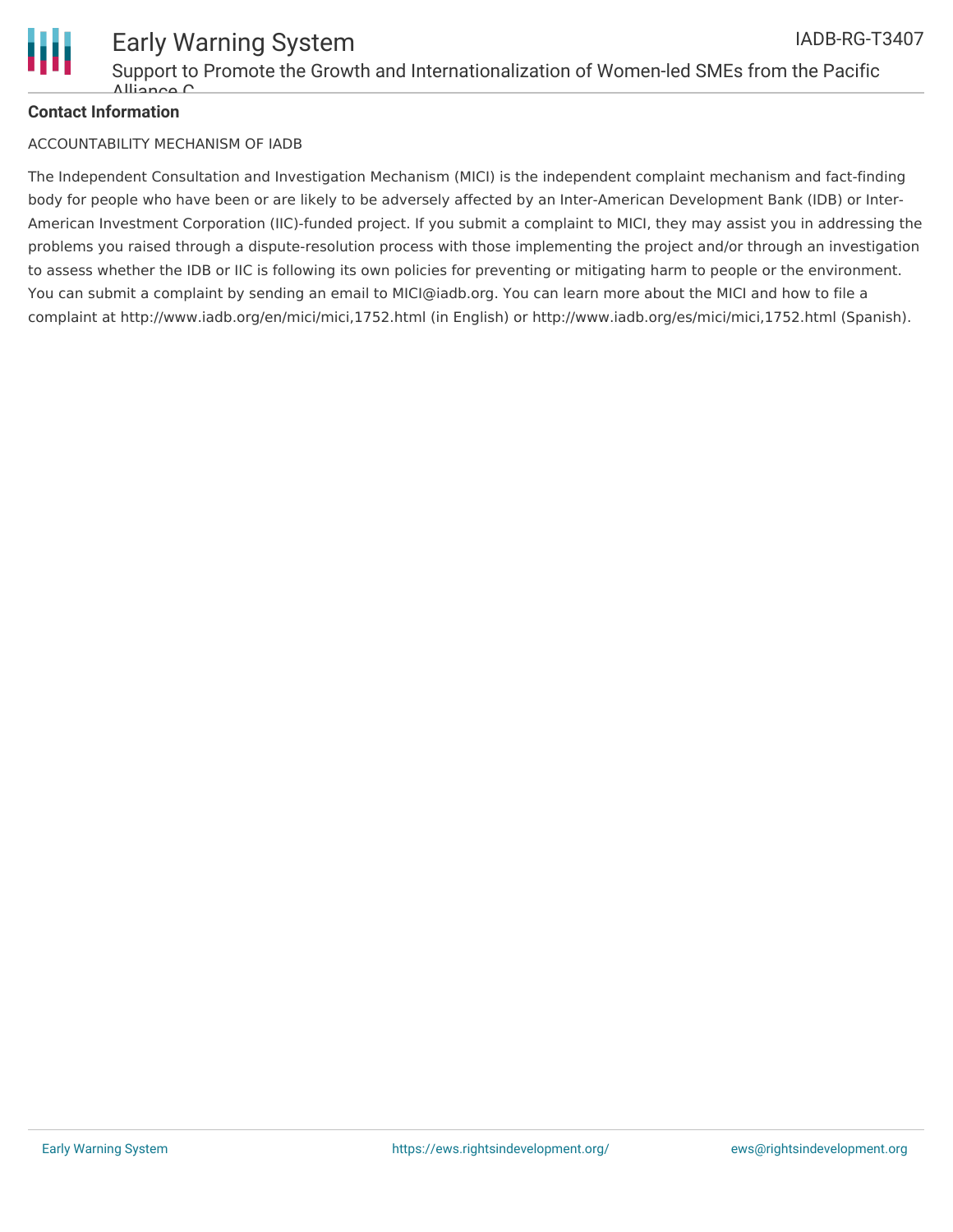**Contact Information**

ACCOUNTABILITY MECHANISM OF IADB

The Independent Consultation and Investigation Mechanism (MICI) is the independent complaint mechanism and fact-finding body for people who have been or are likely to be adversely affected by an Inter-American Development Bank (IDB) or Inter-American Investment Corporation (IIC)-funded project. If you submit a complaint to MICI, they may assist you in addressing the problems you raised through a dispute-resolution process with those implementing the project and/or through an investigation to assess whether the IDB or IIC is following its own policies for preventing or mitigating harm to people or the environment. You can submit a complaint by sending an email to MICI@iadb.org. You can learn more about the MICI and how to file a complaint at http://www.iadb.org/en/mici/mici,1752.html (in English) or http://www.iadb.org/es/mici/mici,1752.html (Spanish).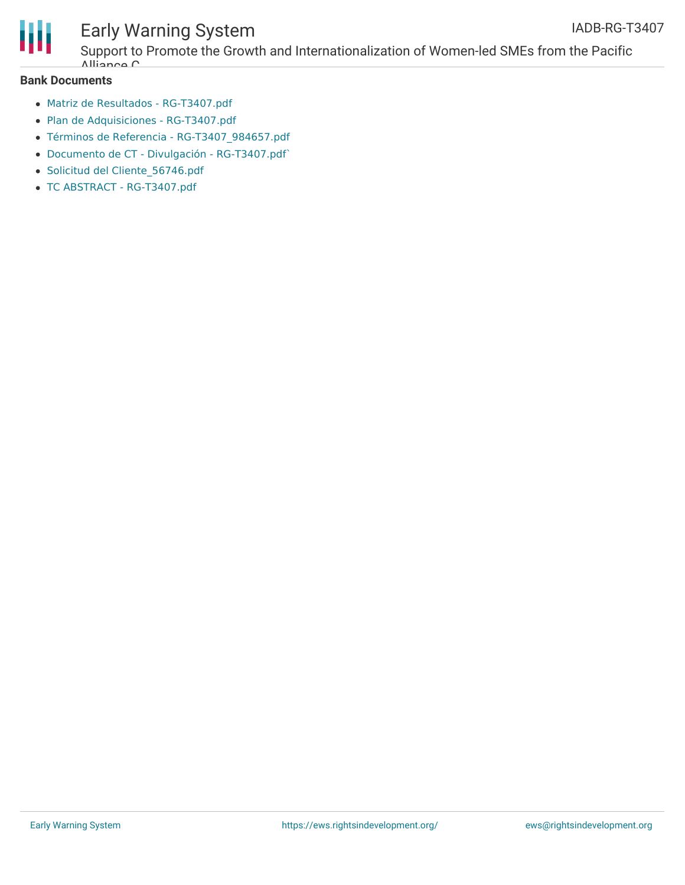**Bank Documents**

- Matriz de Resultados - RG-T3407.pdf
- Plan de Adquisiciones - RG-T3407.pdf
- Términos de Referencia - RG-T3407_984657.pdf
- Documento de CT - Divulgación - RG-T3407.pdf`
- Solicitud del Cliente_56746.pdf
- TC ABSTRACT - RG-T3407.pdf